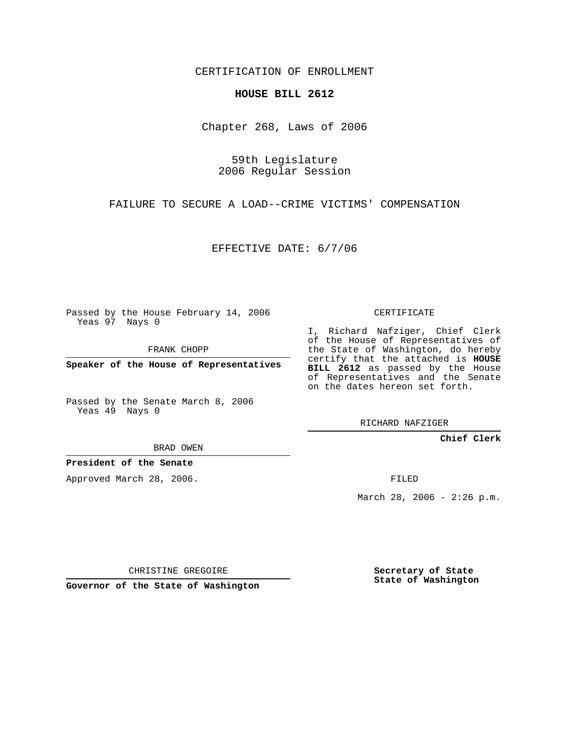CERTIFICATION OF ENROLLMENT

**HOUSE BILL 2612**

Chapter 268, Laws of 2006

59th Legislature
2006 Regular Session

FAILURE TO SECURE A LOAD--CRIME VICTIMS' COMPENSATION

EFFECTIVE DATE: 6/7/06

Passed by the House February 14, 2006
Yeas 97 Nays 0

FRANK CHOPP

**Speaker of the House of Representatives**

Passed by the Senate March 8, 2006
Yeas 49 Nays 0

BRAD OWEN

**President of the Senate**

Approved March 28, 2006.

CHRISTINE GREGOIRE

**Governor of the State of Washington**

CERTIFICATE

I, Richard Nafziger, Chief Clerk of the House of Representatives of the State of Washington, do hereby certify that the attached is **HOUSE BILL 2612** as passed by the House of Representatives and the Senate on the dates hereon set forth.

RICHARD NAFZIGER

**Chief Clerk**

FILED

March 28, 2006 - 2:26 p.m.

**Secretary of State**
**State of Washington**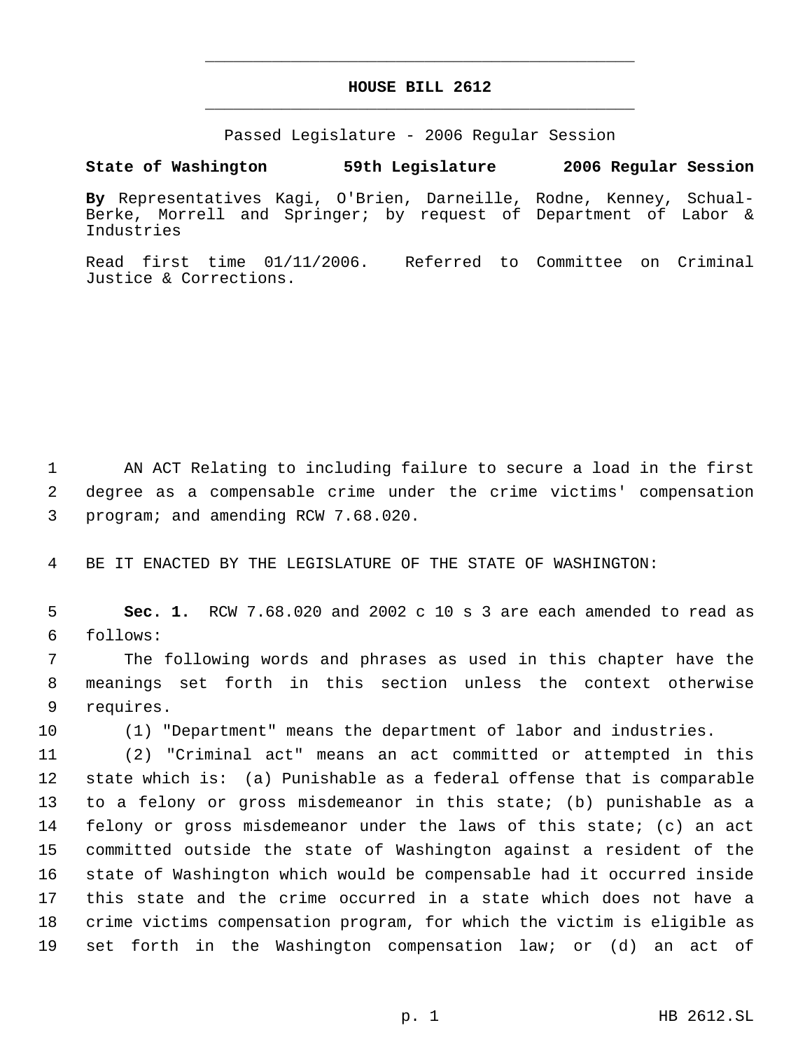# HOUSE BILL 2612

Passed Legislature - 2006 Regular Session

**State of Washington 59th Legislature 2006 Regular Session**

**By** Representatives Kagi, O'Brien, Darneille, Rodne, Kenney, Schual-Berke, Morrell and Springer; by request of Department of Labor & Industries

Read first time 01/11/2006. Referred to Committee on Criminal Justice & Corrections.

1 AN ACT Relating to including failure to secure a load in the first
2 degree as a compensable crime under the crime victims' compensation
3 program; and amending RCW 7.68.020.

4 BE IT ENACTED BY THE LEGISLATURE OF THE STATE OF WASHINGTON:

5 **Sec. 1.** RCW 7.68.020 and 2002 c 10 s 3 are each amended to read as
6 follows:
7 The following words and phrases as used in this chapter have the
8 meanings set forth in this section unless the context otherwise
9 requires.
10 (1) "Department" means the department of labor and industries.
11 (2) "Criminal act" means an act committed or attempted in this
12 state which is: (a) Punishable as a federal offense that is comparable
13 to a felony or gross misdemeanor in this state; (b) punishable as a
14 felony or gross misdemeanor under the laws of this state; (c) an act
15 committed outside the state of Washington against a resident of the
16 state of Washington which would be compensable had it occurred inside
17 this state and the crime occurred in a state which does not have a
18 crime victims compensation program, for which the victim is eligible as
19 set forth in the Washington compensation law; or (d) an act of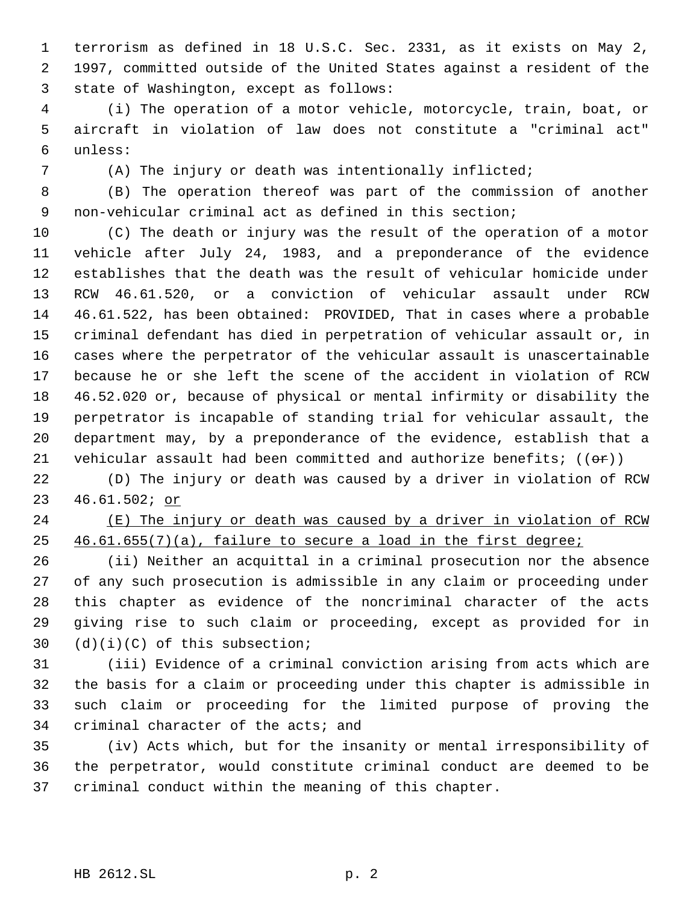terrorism as defined in 18 U.S.C. Sec. 2331, as it exists on May 2, 1997, committed outside of the United States against a resident of the state of Washington, except as follows:

(i) The operation of a motor vehicle, motorcycle, train, boat, or aircraft in violation of law does not constitute a "criminal act" unless:

(A) The injury or death was intentionally inflicted;

(B) The operation thereof was part of the commission of another non-vehicular criminal act as defined in this section;

(C) The death or injury was the result of the operation of a motor vehicle after July 24, 1983, and a preponderance of the evidence establishes that the death was the result of vehicular homicide under RCW 46.61.520, or a conviction of vehicular assault under RCW 46.61.522, has been obtained: PROVIDED, That in cases where a probable criminal defendant has died in perpetration of vehicular assault or, in cases where the perpetrator of the vehicular assault is unascertainable because he or she left the scene of the accident in violation of RCW 46.52.020 or, because of physical or mental infirmity or disability the perpetrator is incapable of standing trial for vehicular assault, the department may, by a preponderance of the evidence, establish that a vehicular assault had been committed and authorize benefits; ((~~or~~))

(D) The injury or death was caused by a driver in violation of RCW 46.61.502; <u>or</u>

<u>(E) The injury or death was caused by a driver in violation of RCW 46.61.655(7)(a), failure to secure a load in the first degree;</u>

(ii) Neither an acquittal in a criminal prosecution nor the absence of any such prosecution is admissible in any claim or proceeding under this chapter as evidence of the noncriminal character of the acts giving rise to such claim or proceeding, except as provided for in (d)(i)(C) of this subsection;

(iii) Evidence of a criminal conviction arising from acts which are the basis for a claim or proceeding under this chapter is admissible in such claim or proceeding for the limited purpose of proving the criminal character of the acts; and

(iv) Acts which, but for the insanity or mental irresponsibility of the perpetrator, would constitute criminal conduct are deemed to be criminal conduct within the meaning of this chapter.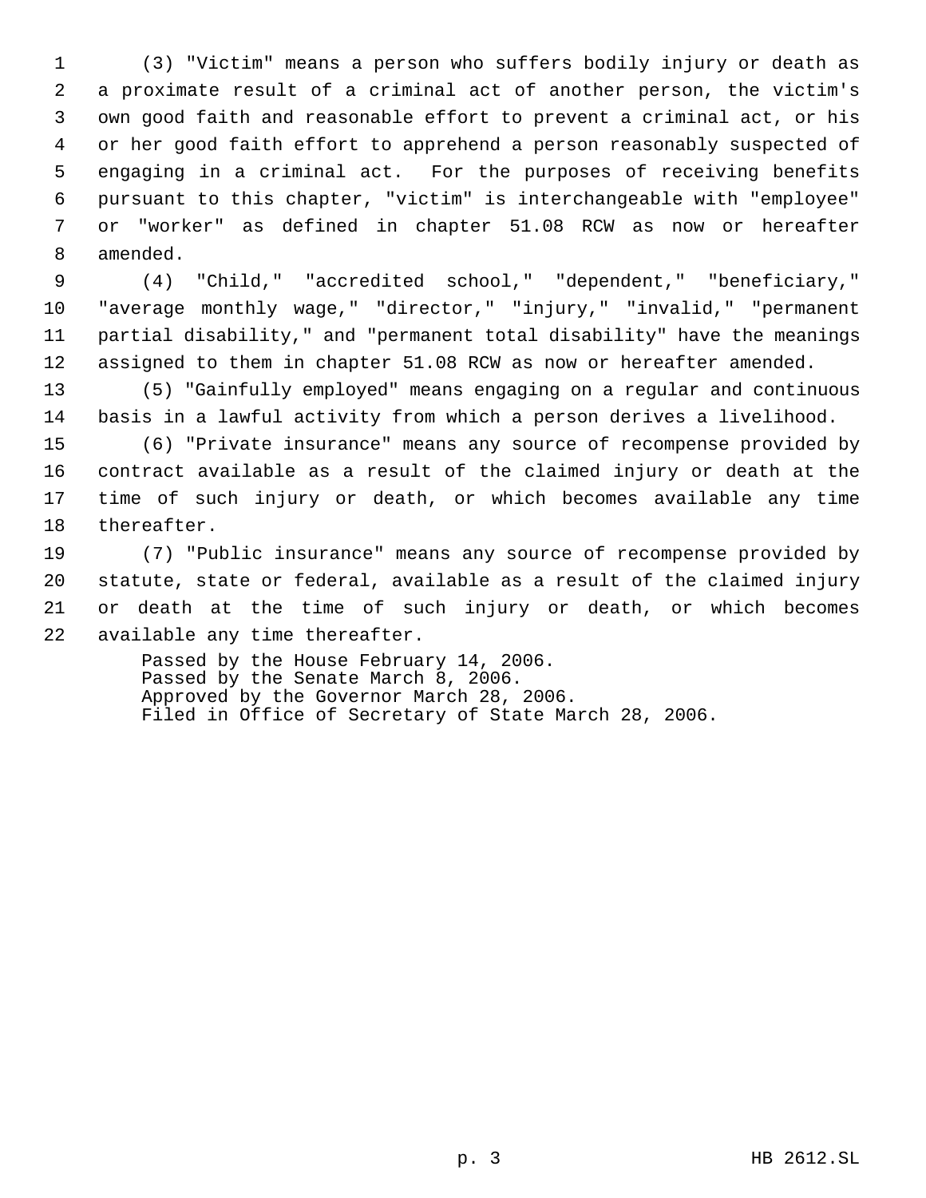(3) "Victim" means a person who suffers bodily injury or death as a proximate result of a criminal act of another person, the victim's own good faith and reasonable effort to prevent a criminal act, or his or her good faith effort to apprehend a person reasonably suspected of engaging in a criminal act. For the purposes of receiving benefits pursuant to this chapter, "victim" is interchangeable with "employee" or "worker" as defined in chapter 51.08 RCW as now or hereafter amended.

(4) "Child," "accredited school," "dependent," "beneficiary," "average monthly wage," "director," "injury," "invalid," "permanent partial disability," and "permanent total disability" have the meanings assigned to them in chapter 51.08 RCW as now or hereafter amended.

(5) "Gainfully employed" means engaging on a regular and continuous basis in a lawful activity from which a person derives a livelihood.

(6) "Private insurance" means any source of recompense provided by contract available as a result of the claimed injury or death at the time of such injury or death, or which becomes available any time thereafter.

(7) "Public insurance" means any source of recompense provided by statute, state or federal, available as a result of the claimed injury or death at the time of such injury or death, or which becomes available any time thereafter.

Passed by the House February 14, 2006.
Passed by the Senate March 8, 2006.
Approved by the Governor March 28, 2006.
Filed in Office of Secretary of State March 28, 2006.